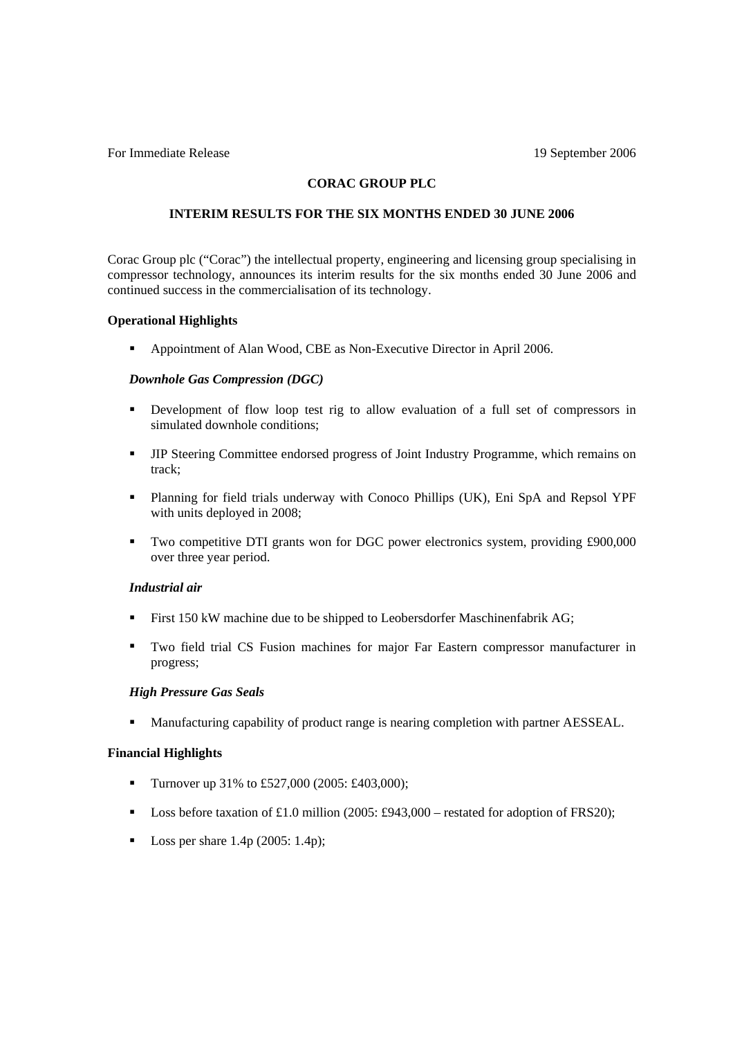For Immediate Release 19 September 2006

# CORAC GROUP PLC

## INTERIM RESULTS FOR THE SIX MONTHS ENDED 30 JUNE 2006

Corac Group plc ("Corac") the intellectual property, engineering and licensing group specialising in compressor technology, announces its interim results for the six months ended 30 June 2006 and continued success in the commercialisation of its technology.

### Operational Highlights

- Appointment of Alan Wood, CBE as Non-Executive Director in April 2006.

#### *Downhole Gas Compression (DGC)*

- Development of flow loop test rig to allow evaluation of a full set of compressors in simulated downhole conditions;
- JIP Steering Committee endorsed progress of Joint Industry Programme, which remains on track;
- Planning for field trials underway with Conoco Phillips (UK), Eni SpA and Repsol YPF with units deployed in 2008;
- Two competitive DTI grants won for DGC power electronics system, providing £900,000 over three year period.

#### *Industrial air*

- First 150 kW machine due to be shipped to Leobersdorfer Maschinenfabrik AG;
- Two field trial CS Fusion machines for major Far Eastern compressor manufacturer in progress;

#### *High Pressure Gas Seals*

- Manufacturing capability of product range is nearing completion with partner AESSEAL.

### Financial Highlights

- Turnover up 31% to £527,000 (2005: £403,000);
- Loss before taxation of £1.0 million (2005: £943,000 – restated for adoption of FRS20);
- Loss per share 1.4p (2005: 1.4p);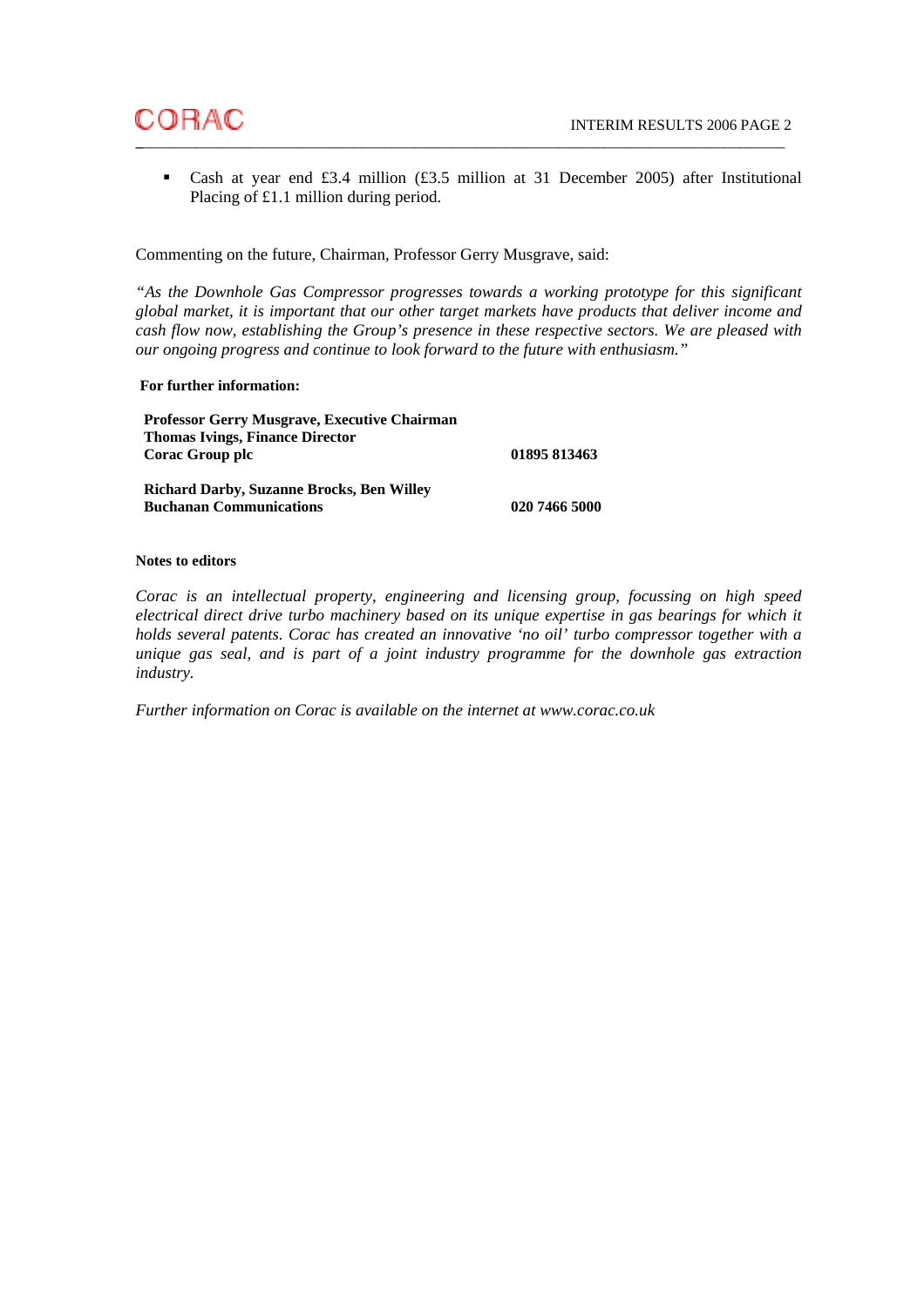- Cash at year end £3.4 million (£3.5 million at 31 December 2005) after Institutional Placing of £1.1 million during period.

Commenting on the future, Chairman, Professor Gerry Musgrave, said:

*"As the Downhole Gas Compressor progresses towards a working prototype for this significant global market, it is important that our other target markets have products that deliver income and cash flow now, establishing the Group's presence in these respective sectors. We are pleased with our ongoing progress and continue to look forward to the future with enthusiasm."*

**For further information:**

| | |
|---|---|
| **Professor Gerry Musgrave, Executive Chairman**<br>**Thomas Ivings, Finance Director**<br>**Corac Group plc** | **01895 813463** |
| **Richard Darby, Suzanne Brocks, Ben Willey**<br>**Buchanan Communications** | **020 7466 5000** |

**Notes to editors**

*Corac is an intellectual property, engineering and licensing group, focussing on high speed electrical direct drive turbo machinery based on its unique expertise in gas bearings for which it holds several patents. Corac has created an innovative 'no oil' turbo compressor together with a unique gas seal, and is part of a joint industry programme for the downhole gas extraction industry.*

*Further information on Corac is available on the internet at www.corac.co.uk*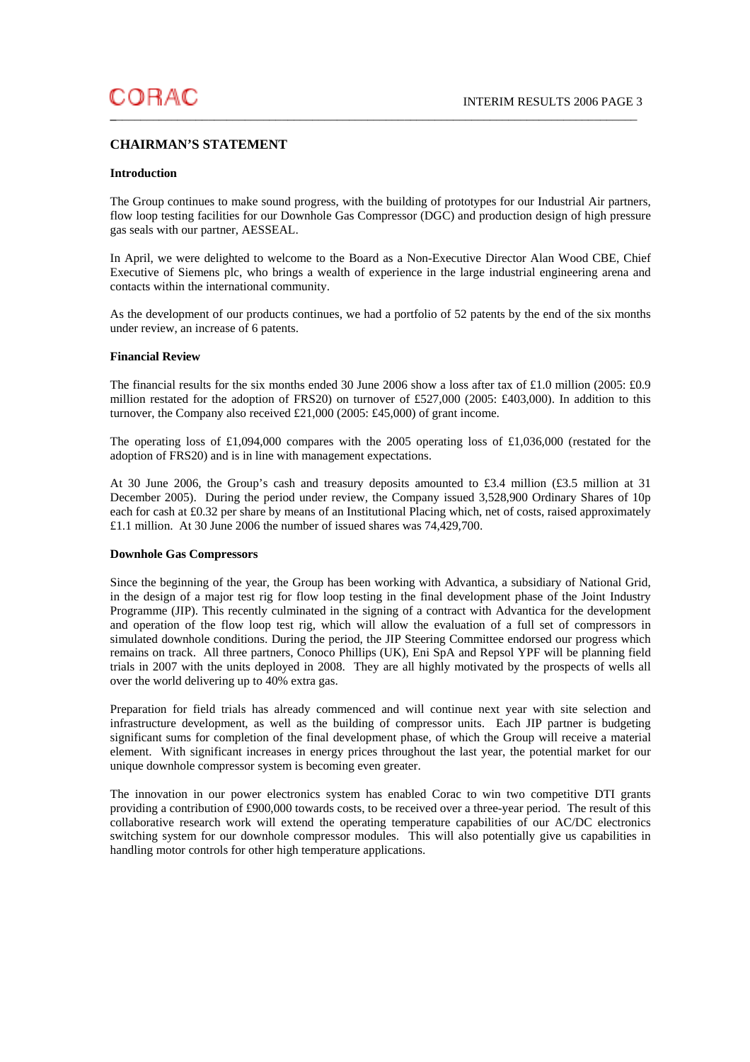## CHAIRMAN'S STATEMENT

### Introduction

The Group continues to make sound progress, with the building of prototypes for our Industrial Air partners, flow loop testing facilities for our Downhole Gas Compressor (DGC) and production design of high pressure gas seals with our partner, AESSEAL.

In April, we were delighted to welcome to the Board as a Non-Executive Director Alan Wood CBE, Chief Executive of Siemens plc, who brings a wealth of experience in the large industrial engineering arena and contacts within the international community.

As the development of our products continues, we had a portfolio of 52 patents by the end of the six months under review, an increase of 6 patents.

### Financial Review

The financial results for the six months ended 30 June 2006 show a loss after tax of £1.0 million (2005: £0.9 million restated for the adoption of FRS20) on turnover of £527,000 (2005: £403,000). In addition to this turnover, the Company also received £21,000 (2005: £45,000) of grant income.

The operating loss of £1,094,000 compares with the 2005 operating loss of £1,036,000 (restated for the adoption of FRS20) and is in line with management expectations.

At 30 June 2006, the Group's cash and treasury deposits amounted to £3.4 million (£3.5 million at 31 December 2005). During the period under review, the Company issued 3,528,900 Ordinary Shares of 10p each for cash at £0.32 per share by means of an Institutional Placing which, net of costs, raised approximately £1.1 million. At 30 June 2006 the number of issued shares was 74,429,700.

### Downhole Gas Compressors

Since the beginning of the year, the Group has been working with Advantica, a subsidiary of National Grid, in the design of a major test rig for flow loop testing in the final development phase of the Joint Industry Programme (JIP). This recently culminated in the signing of a contract with Advantica for the development and operation of the flow loop test rig, which will allow the evaluation of a full set of compressors in simulated downhole conditions. During the period, the JIP Steering Committee endorsed our progress which remains on track. All three partners, Conoco Phillips (UK), Eni SpA and Repsol YPF will be planning field trials in 2007 with the units deployed in 2008. They are all highly motivated by the prospects of wells all over the world delivering up to 40% extra gas.

Preparation for field trials has already commenced and will continue next year with site selection and infrastructure development, as well as the building of compressor units. Each JIP partner is budgeting significant sums for completion of the final development phase, of which the Group will receive a material element. With significant increases in energy prices throughout the last year, the potential market for our unique downhole compressor system is becoming even greater.

The innovation in our power electronics system has enabled Corac to win two competitive DTI grants providing a contribution of £900,000 towards costs, to be received over a three-year period. The result of this collaborative research work will extend the operating temperature capabilities of our AC/DC electronics switching system for our downhole compressor modules. This will also potentially give us capabilities in handling motor controls for other high temperature applications.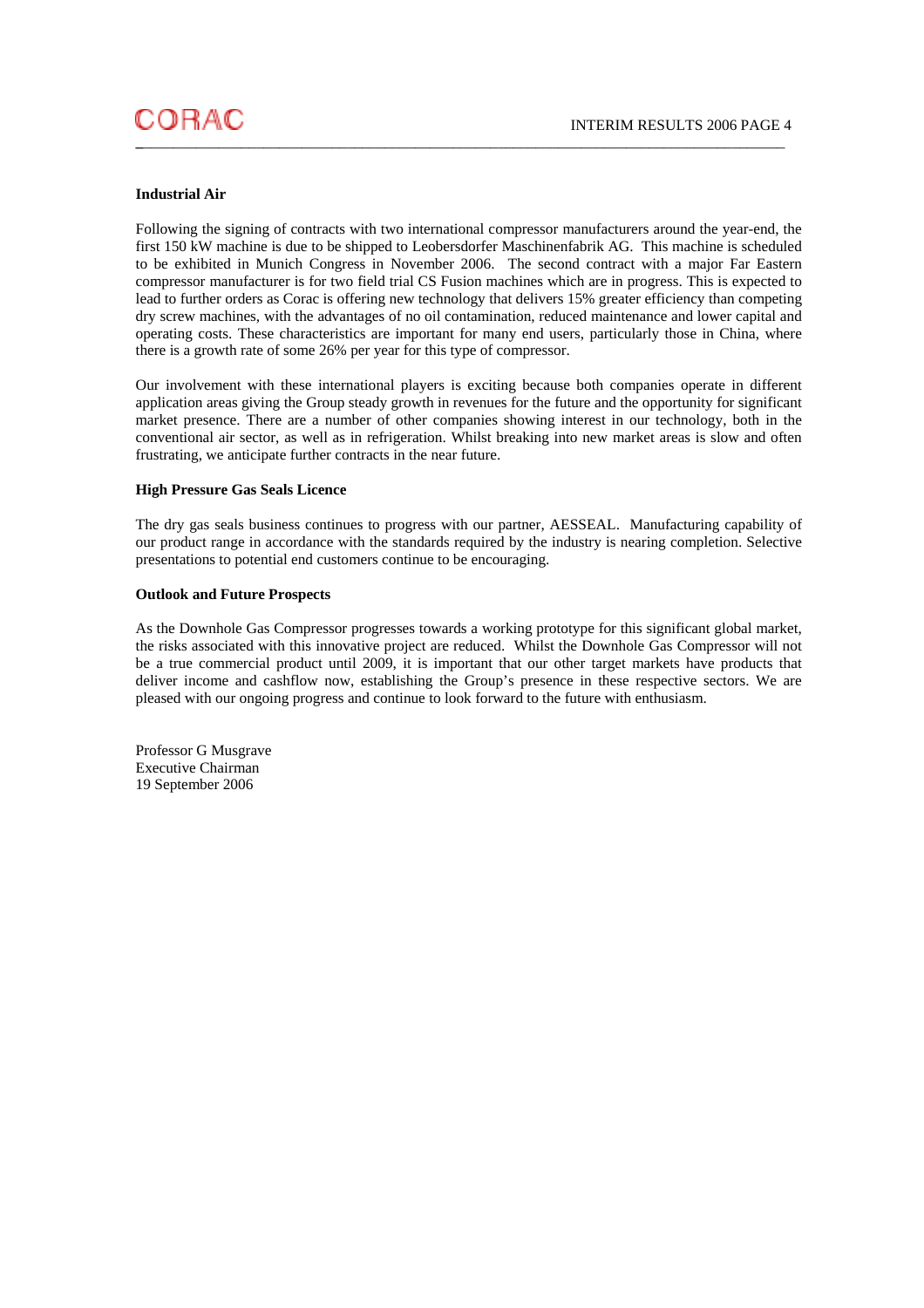**Industrial Air**

Following the signing of contracts with two international compressor manufacturers around the year-end, the first 150 kW machine is due to be shipped to Leobersdorfer Maschinenfabrik AG. This machine is scheduled to be exhibited in Munich Congress in November 2006. The second contract with a major Far Eastern compressor manufacturer is for two field trial CS Fusion machines which are in progress. This is expected to lead to further orders as Corac is offering new technology that delivers 15% greater efficiency than competing dry screw machines, with the advantages of no oil contamination, reduced maintenance and lower capital and operating costs. These characteristics are important for many end users, particularly those in China, where there is a growth rate of some 26% per year for this type of compressor.

Our involvement with these international players is exciting because both companies operate in different application areas giving the Group steady growth in revenues for the future and the opportunity for significant market presence. There are a number of other companies showing interest in our technology, both in the conventional air sector, as well as in refrigeration. Whilst breaking into new market areas is slow and often frustrating, we anticipate further contracts in the near future.

**High Pressure Gas Seals Licence**

The dry gas seals business continues to progress with our partner, AESSEAL. Manufacturing capability of our product range in accordance with the standards required by the industry is nearing completion. Selective presentations to potential end customers continue to be encouraging.

**Outlook and Future Prospects**

As the Downhole Gas Compressor progresses towards a working prototype for this significant global market, the risks associated with this innovative project are reduced. Whilst the Downhole Gas Compressor will not be a true commercial product until 2009, it is important that our other target markets have products that deliver income and cashflow now, establishing the Group's presence in these respective sectors. We are pleased with our ongoing progress and continue to look forward to the future with enthusiasm.

Professor G Musgrave  
Executive Chairman  
19 September 2006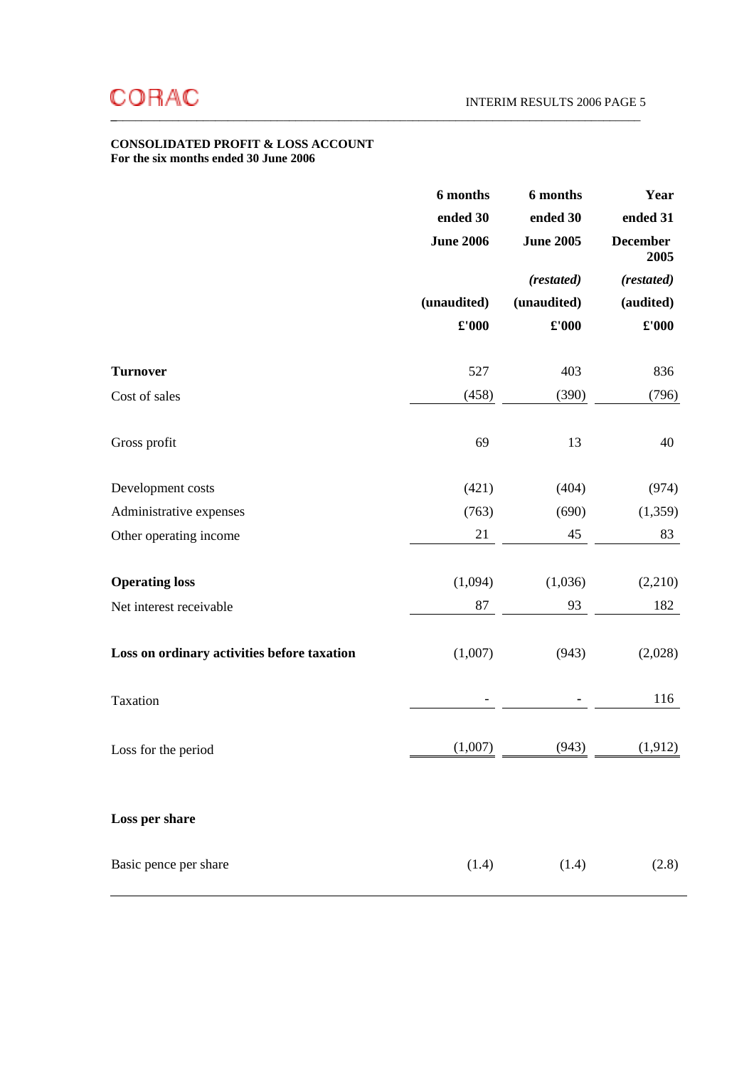**CONSOLIDATED PROFIT & LOSS ACCOUNT**
**For the six months ended 30 June 2006**

| | 6 months ended 30 June 2006 | 6 months ended 30 June 2005 | Year ended 31 December 2005 |
|---|---|---|---|
| | | *(restated)* | *(restated)* |
| | (unaudited) | (unaudited) | (audited) |
| | £'000 | £'000 | £'000 |
| **Turnover** | 527 | 403 | 836 |
| Cost of sales | (458) | (390) | (796) |
| Gross profit | 69 | 13 | 40 |
| Development costs | (421) | (404) | (974) |
| Administrative expenses | (763) | (690) | (1,359) |
| Other operating income | 21 | 45 | 83 |
| **Operating loss** | (1,094) | (1,036) | (2,210) |
| Net interest receivable | 87 | 93 | 182 |
| **Loss on ordinary activities before taxation** | (1,007) | (943) | (2,028) |
| Taxation | - | - | 116 |
| Loss for the period | (1,007) | (943) | (1,912) |
| **Loss per share** | | | |
| Basic pence per share | (1.4) | (1.4) | (2.8) |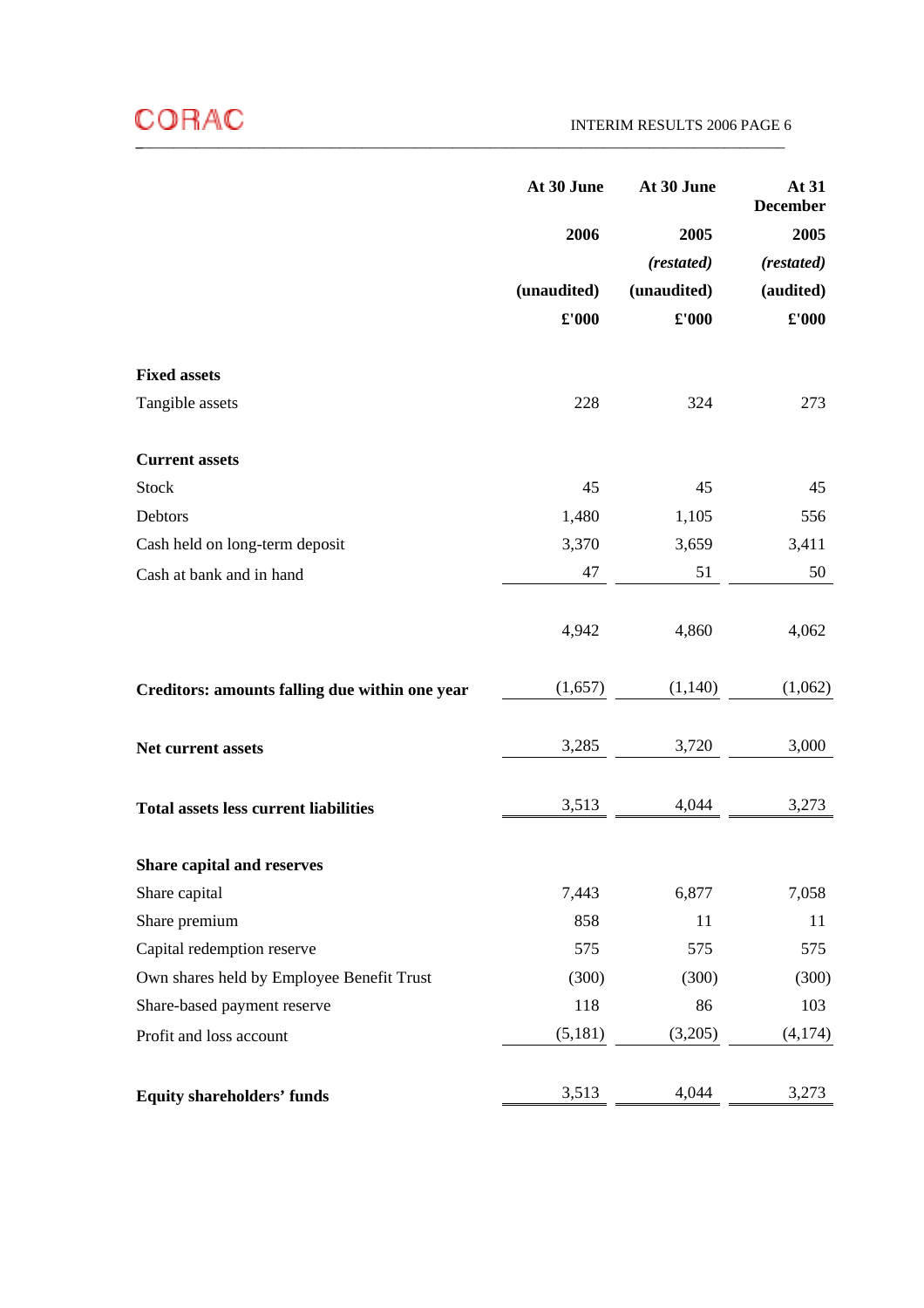| | At 30 June 2006 | At 30 June 2005 | At 31 December 2005 |
|---|---|---|---|
| | | *(restated)* | *(restated)* |
| | (unaudited) | (unaudited) | (audited) |
| | £'000 | £'000 | £'000 |
| **Fixed assets** | | | |
| Tangible assets | 228 | 324 | 273 |
| **Current assets** | | | |
| Stock | 45 | 45 | 45 |
| Debtors | 1,480 | 1,105 | 556 |
| Cash held on long-term deposit | 3,370 | 3,659 | 3,411 |
| Cash at bank and in hand | 47 | 51 | 50 |
| | 4,942 | 4,860 | 4,062 |
| **Creditors: amounts falling due within one year** | (1,657) | (1,140) | (1,062) |
| **Net current assets** | 3,285 | 3,720 | 3,000 |
| **Total assets less current liabilities** | 3,513 | 4,044 | 3,273 |
| **Share capital and reserves** | | | |
| Share capital | 7,443 | 6,877 | 7,058 |
| Share premium | 858 | 11 | 11 |
| Capital redemption reserve | 575 | 575 | 575 |
| Own shares held by Employee Benefit Trust | (300) | (300) | (300) |
| Share-based payment reserve | 118 | 86 | 103 |
| Profit and loss account | (5,181) | (3,205) | (4,174) |
| **Equity shareholders' funds** | 3,513 | 4,044 | 3,273 |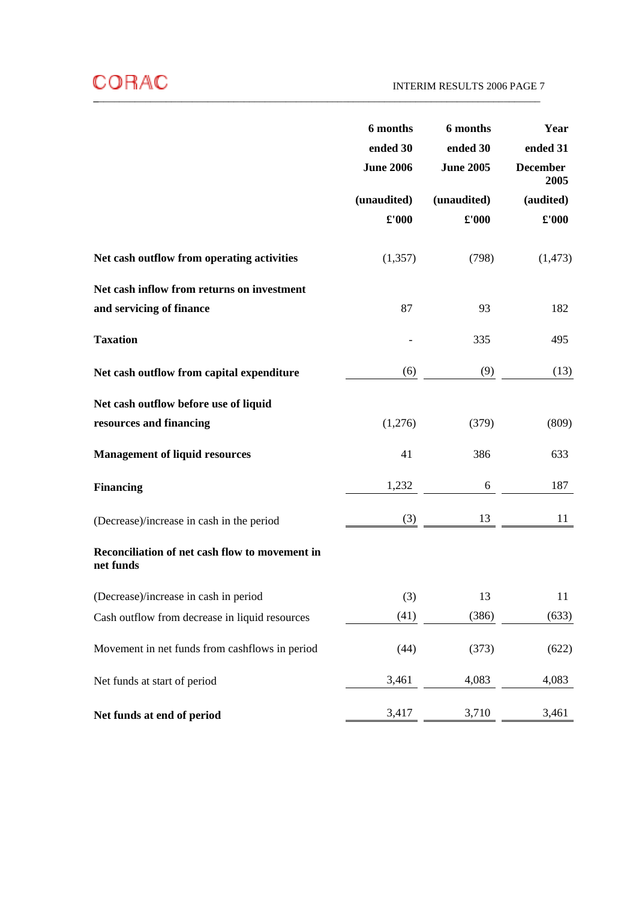| | 6 months ended 30 June 2006 (unaudited) £'000 | 6 months ended 30 June 2005 (unaudited) £'000 | Year ended 31 December 2005 (audited) £'000 |
|---|---|---|---|
| **Net cash outflow from operating activities** | (1,357) | (798) | (1,473) |
| **Net cash inflow from returns on investment and servicing of finance** | 87 | 93 | 182 |
| **Taxation** | - | 335 | 495 |
| **Net cash outflow from capital expenditure** | (6) | (9) | (13) |
| **Net cash outflow before use of liquid resources and financing** | (1,276) | (379) | (809) |
| **Management of liquid resources** | 41 | 386 | 633 |
| **Financing** | 1,232 | 6 | 187 |
| (Decrease)/increase in cash in the period | (3) | 13 | 11 |
| **Reconciliation of net cash flow to movement in net funds** | | | |
| (Decrease)/increase in cash in period | (3) | 13 | 11 |
| Cash outflow from decrease in liquid resources | (41) | (386) | (633) |
| Movement in net funds from cashflows in period | (44) | (373) | (622) |
| Net funds at start of period | 3,461 | 4,083 | 4,083 |
| **Net funds at end of period** | 3,417 | 3,710 | 3,461 |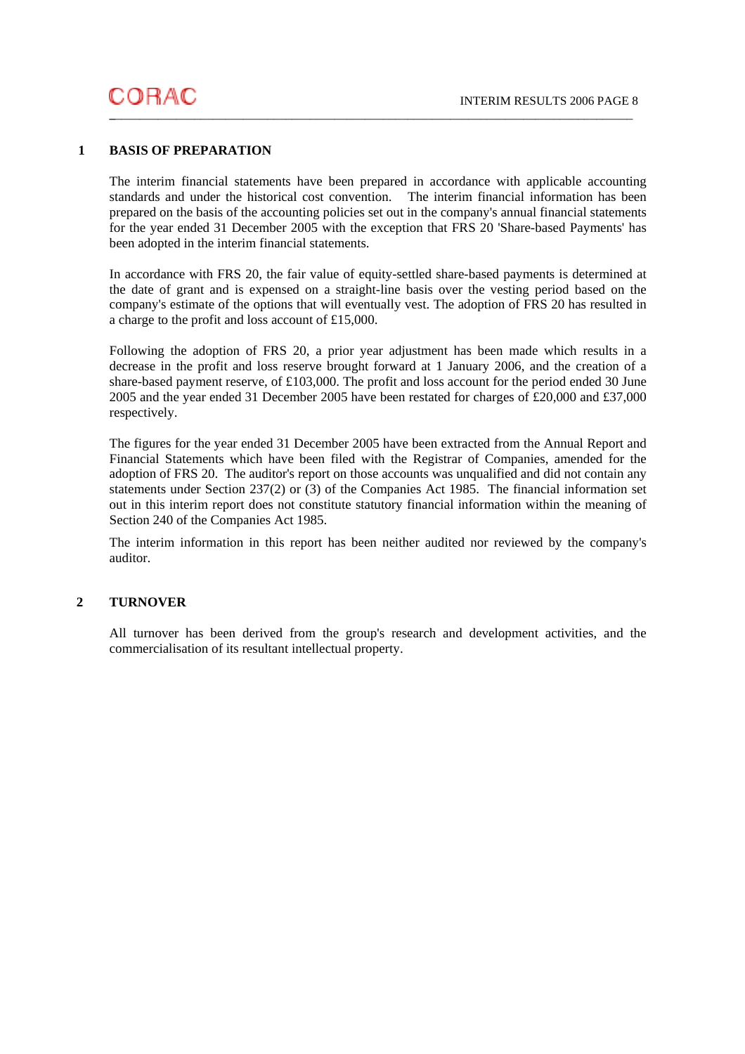## 1 BASIS OF PREPARATION

The interim financial statements have been prepared in accordance with applicable accounting standards and under the historical cost convention. The interim financial information has been prepared on the basis of the accounting policies set out in the company's annual financial statements for the year ended 31 December 2005 with the exception that FRS 20 'Share-based Payments' has been adopted in the interim financial statements.

In accordance with FRS 20, the fair value of equity-settled share-based payments is determined at the date of grant and is expensed on a straight-line basis over the vesting period based on the company's estimate of the options that will eventually vest. The adoption of FRS 20 has resulted in a charge to the profit and loss account of £15,000.

Following the adoption of FRS 20, a prior year adjustment has been made which results in a decrease in the profit and loss reserve brought forward at 1 January 2006, and the creation of a share-based payment reserve, of £103,000. The profit and loss account for the period ended 30 June 2005 and the year ended 31 December 2005 have been restated for charges of £20,000 and £37,000 respectively.

The figures for the year ended 31 December 2005 have been extracted from the Annual Report and Financial Statements which have been filed with the Registrar of Companies, amended for the adoption of FRS 20. The auditor's report on those accounts was unqualified and did not contain any statements under Section 237(2) or (3) of the Companies Act 1985. The financial information set out in this interim report does not constitute statutory financial information within the meaning of Section 240 of the Companies Act 1985.

The interim information in this report has been neither audited nor reviewed by the company's auditor.

## 2 TURNOVER

All turnover has been derived from the group's research and development activities, and the commercialisation of its resultant intellectual property.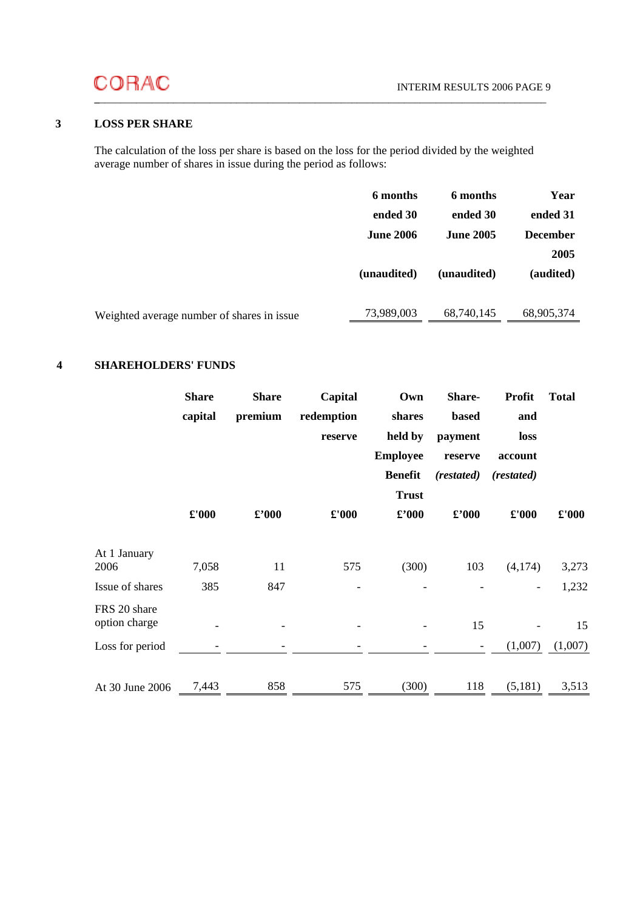## 3 LOSS PER SHARE

The calculation of the loss per share is based on the loss for the period divided by the weighted average number of shares in issue during the period as follows:

| | 6 months ended 30 June 2006 (unaudited) | 6 months ended 30 June 2005 (unaudited) | Year ended 31 December 2005 (audited) |
|---|---|---|---|
| Weighted average number of shares in issue | 73,989,003 | 68,740,145 | 68,905,374 |

## 4 SHAREHOLDERS' FUNDS

| | Share capital | Share premium | Capital redemption reserve | Own shares held by Employee Benefit Trust | Share-based payment reserve *(restated)* | Profit and loss account *(restated)* | Total |
|---|---|---|---|---|---|---|---|
| | £'000 | £'000 | £'000 | £'000 | £'000 | £'000 | £'000 |
| At 1 January 2006 | 7,058 | 11 | 575 | (300) | 103 | (4,174) | 3,273 |
| Issue of shares | 385 | 847 | - | - | - | - | 1,232 |
| FRS 20 share option charge | - | - | - | - | 15 | - | 15 |
| Loss for period | - | - | - | - | - | (1,007) | (1,007) |
| At 30 June 2006 | 7,443 | 858 | 575 | (300) | 118 | (5,181) | 3,513 |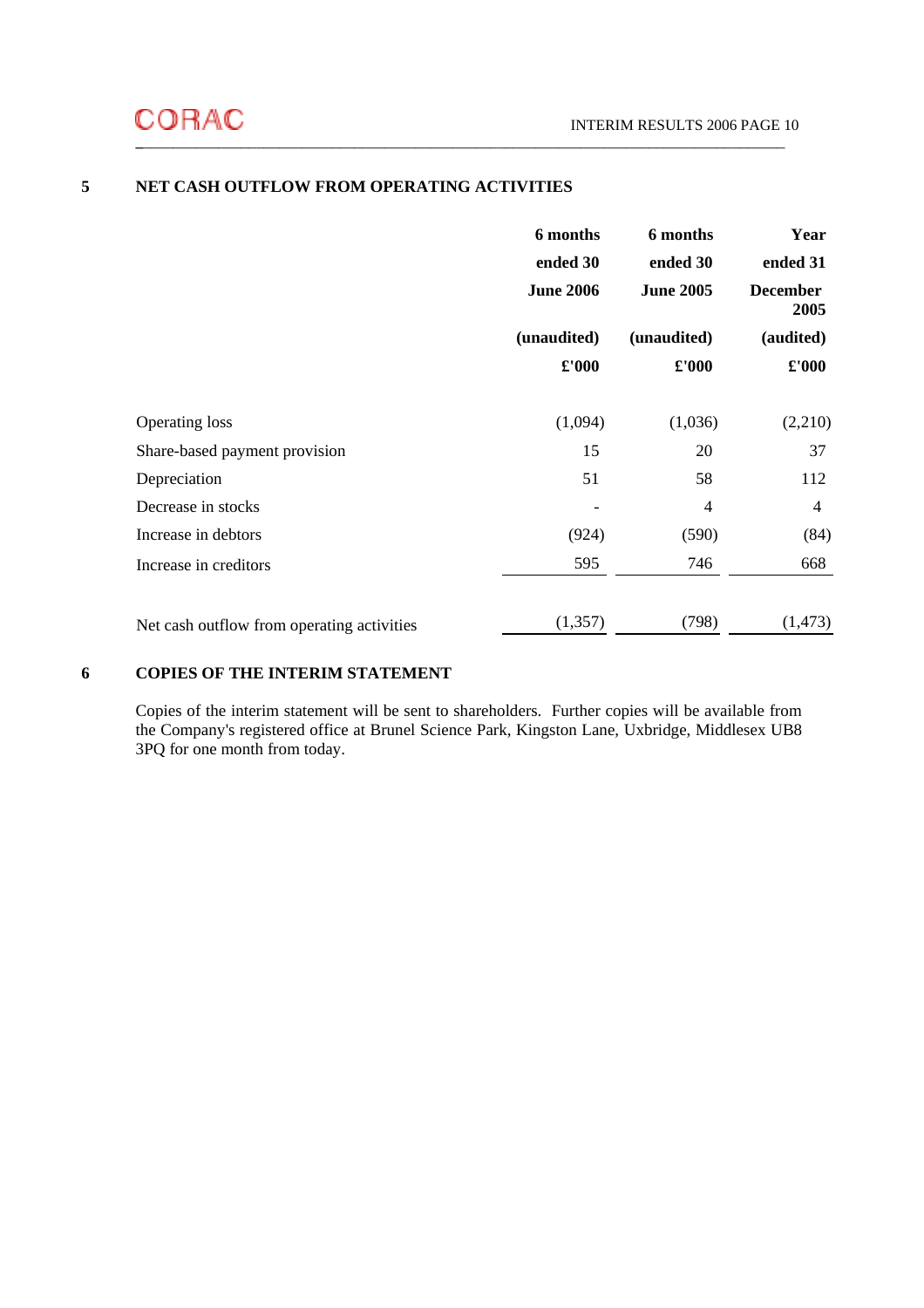## 5 NET CASH OUTFLOW FROM OPERATING ACTIVITIES

| | 6 months ended 30 June 2006 (unaudited) £'000 | 6 months ended 30 June 2005 (unaudited) £'000 | Year ended 31 December 2005 (audited) £'000 |
|---|---|---|---|
| Operating loss | (1,094) | (1,036) | (2,210) |
| Share-based payment provision | 15 | 20 | 37 |
| Depreciation | 51 | 58 | 112 |
| Decrease in stocks | - | 4 | 4 |
| Increase in debtors | (924) | (590) | (84) |
| Increase in creditors | 595 | 746 | 668 |
| Net cash outflow from operating activities | (1,357) | (798) | (1,473) |

## 6 COPIES OF THE INTERIM STATEMENT

Copies of the interim statement will be sent to shareholders. Further copies will be available from the Company's registered office at Brunel Science Park, Kingston Lane, Uxbridge, Middlesex UB8 3PQ for one month from today.